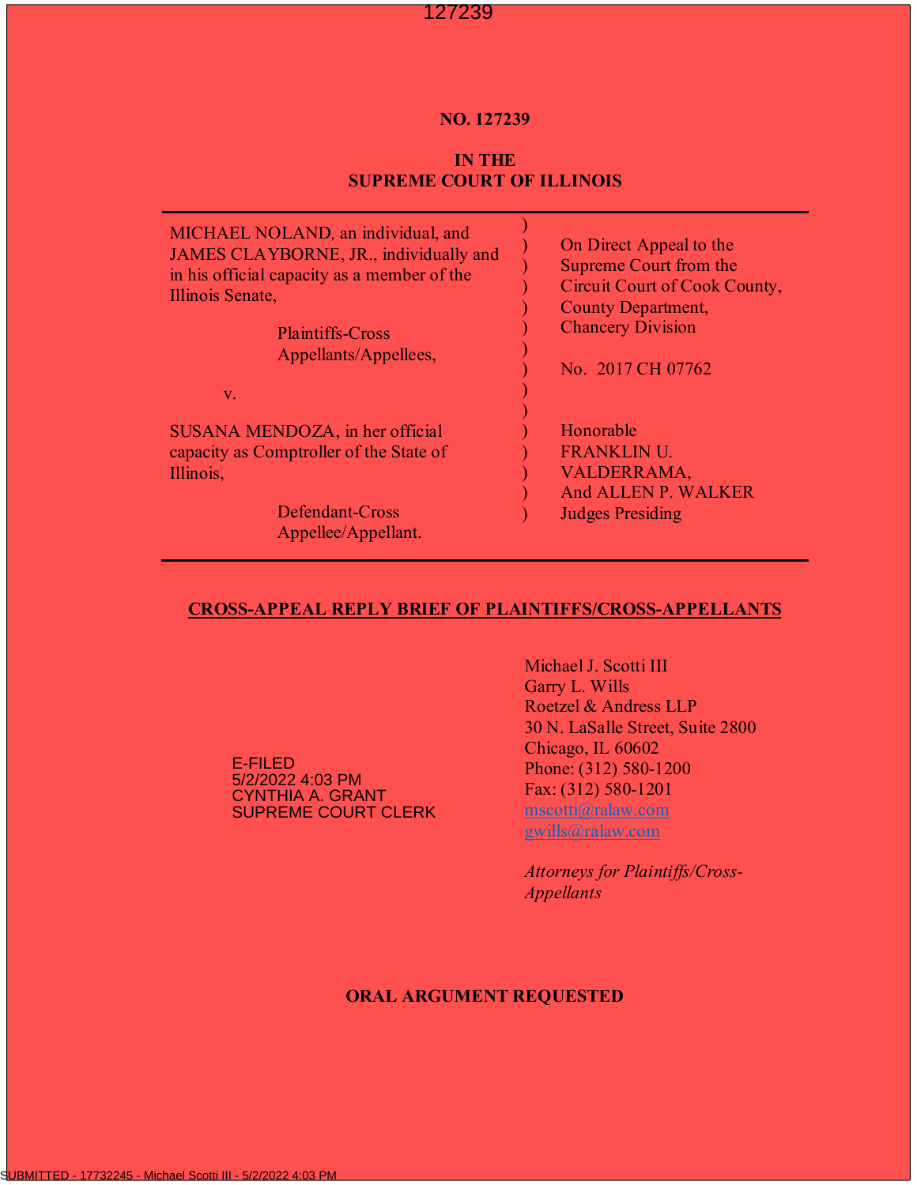**NO. 127239**

**IN THE**
**SUPREME COURT OF ILLINOIS**

| | | |
|---|---|---|
| MICHAEL NOLAND, an individual, and JAMES CLAYBORNE, JR., individually and in his official capacity as a member of the Illinois Senate, | ) | On Direct Appeal to the Supreme Court from the Circuit Court of Cook County, County Department, Chancery Division |
| Plaintiffs-Cross Appellants/Appellees, | ) | No. 2017 CH 07762 |
| v. | ) | |
| SUSANA MENDOZA, in her official capacity as Comptroller of the State of Illinois, | ) | Honorable FRANKLIN U. VALDERRAMA, And ALLEN P. WALKER Judges Presiding |
| Defendant-Cross Appellee/Appellant. | ) | |

**CROSS-APPEAL REPLY BRIEF OF PLAINTIFFS/CROSS-APPELLANTS**

E-FILED
5/2/2022 4:03 PM
CYNTHIA A. GRANT
SUPREME COURT CLERK

Michael J. Scotti III
Garry L. Wills
Roetzel & Andress LLP
30 N. LaSalle Street, Suite 2800
Chicago, IL 60602
Phone: (312) 580-1200
Fax: (312) 580-1201
mscotti@ralaw.com
gwills@ralaw.com

*Attorneys for Plaintiffs/Cross-Appellants*

**ORAL ARGUMENT REQUESTED**

SUBMITTED - 17732245 - Michael Scotti III - 5/2/2022 4:03 PM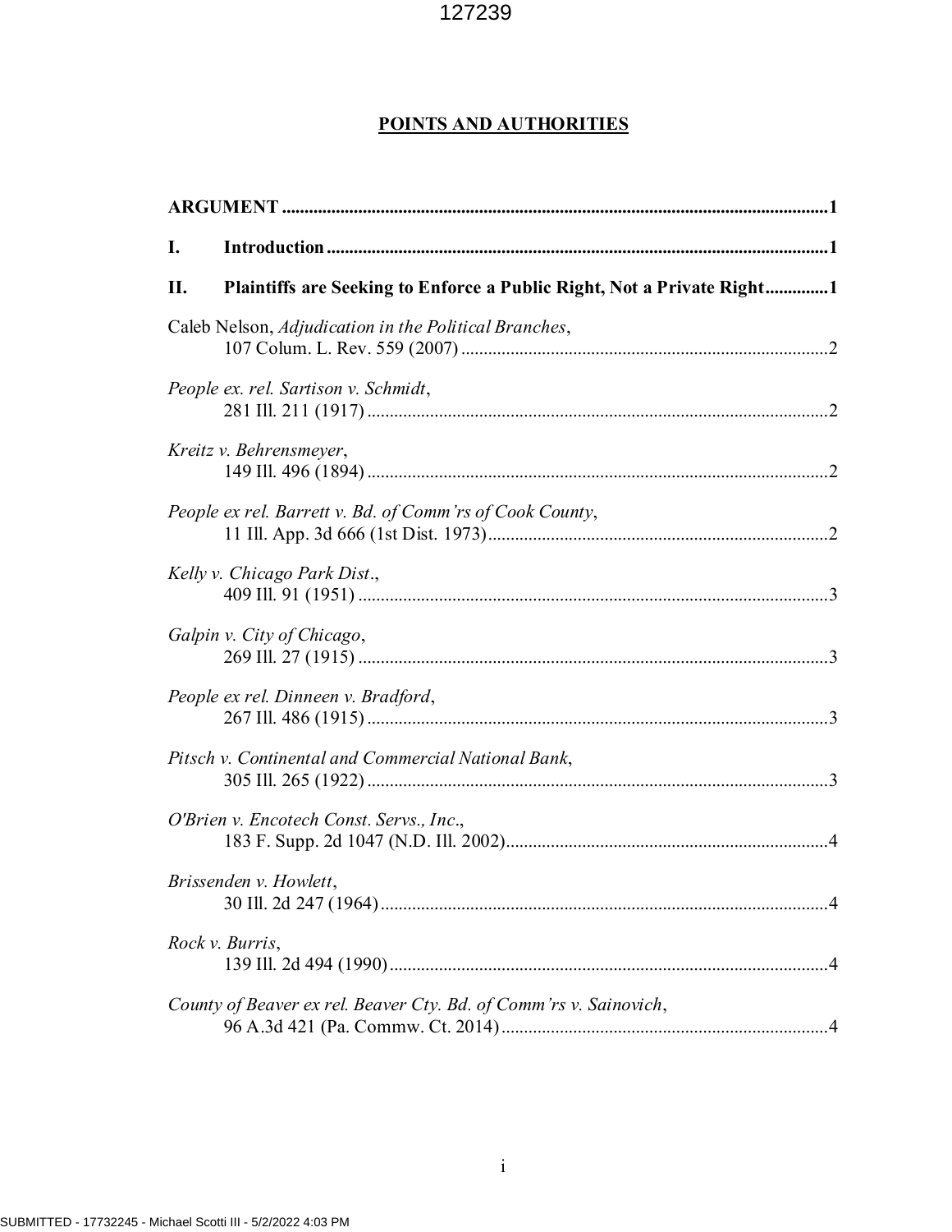## POINTS AND AUTHORITIES

**ARGUMENT** ........................................................................................................................1

**I. Introduction** ...............................................................................................................1

**II. Plaintiffs are Seeking to Enforce a Public Right, Not a Private Right** .............1

Caleb Nelson, *Adjudication in the Political Branches*,
107 Colum. L. Rev. 559 (2007) ..................................................................................2

*People ex. rel. Sartison v. Schmidt*,
281 Ill. 211 (1917) .......................................................................................................2

*Kreitz v. Behrensmeyer*,
149 Ill. 496 (1894) .......................................................................................................2

*People ex rel. Barrett v. Bd. of Comm'rs of Cook County*,
11 Ill. App. 3d 666 (1st Dist. 1973) ............................................................................2

*Kelly v. Chicago Park Dist.*,
409 Ill. 91 (1951) .........................................................................................................3

*Galpin v. City of Chicago*,
269 Ill. 27 (1915) .........................................................................................................3

*People ex rel. Dinneen v. Bradford*,
267 Ill. 486 (1915) .......................................................................................................3

*Pitsch v. Continental and Commercial National Bank*,
305 Ill. 265 (1922) .......................................................................................................3

*O'Brien v. Encotech Const. Servs., Inc.*,
183 F. Supp. 2d 1047 (N.D. Ill. 2002) ........................................................................4

*Brissenden v. Howlett*,
30 Ill. 2d 247 (1964) ....................................................................................................4

*Rock v. Burris*,
139 Ill. 2d 494 (1990) ..................................................................................................4

*County of Beaver ex rel. Beaver Cty. Bd. of Comm'rs v. Sainovich*,
96 A.3d 421 (Pa. Commw. Ct. 2014) ..........................................................................4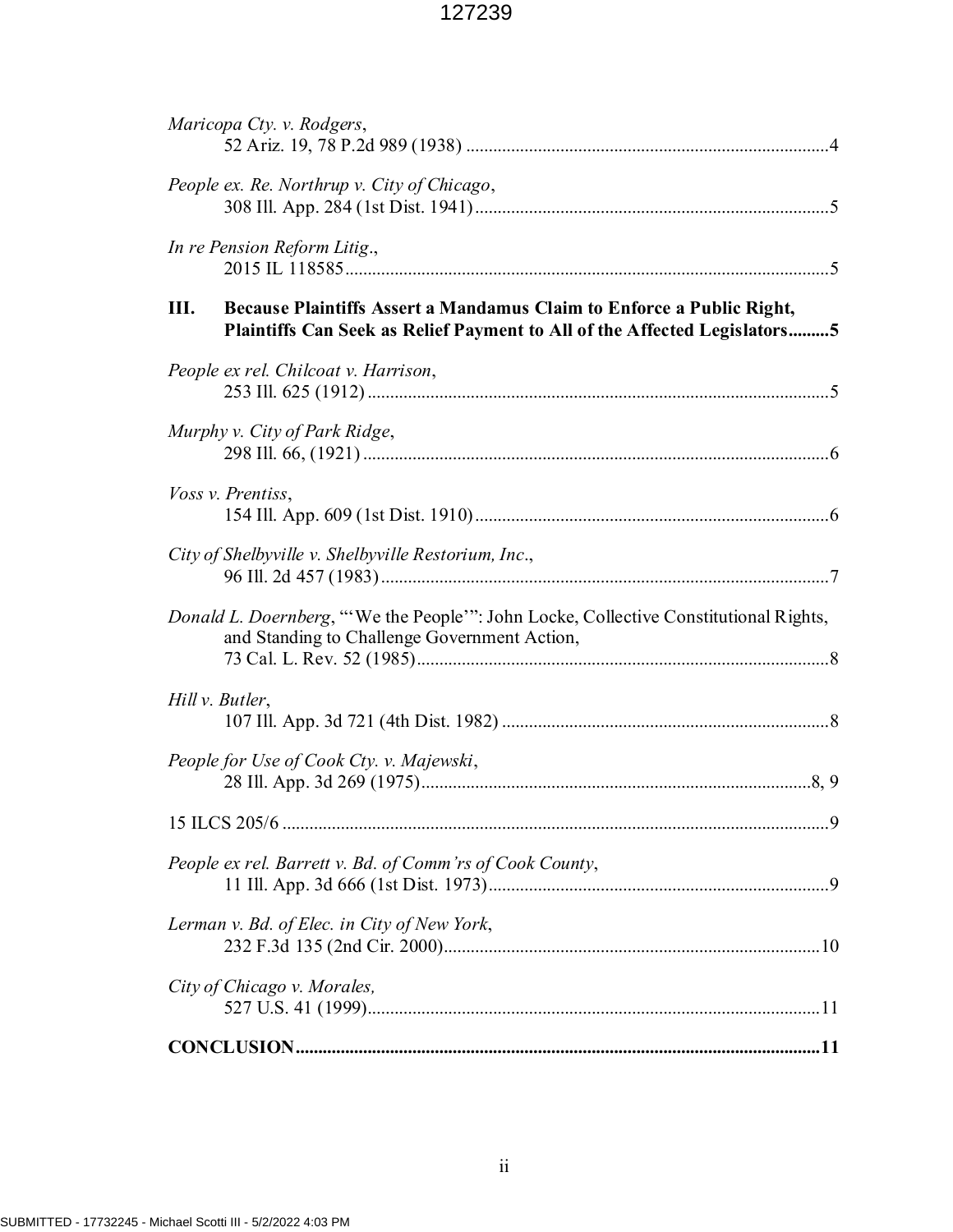*Maricopa Cty. v. Rodgers*,
52 Ariz. 19, 78 P.2d 989 (1938) ................................................................................4

*People ex. Re. Northrup v. City of Chicago*,
308 Ill. App. 284 (1st Dist. 1941)..............................................................................5

*In re Pension Reform Litig*.,
2015 IL 118585...........................................................................................................5

**III. Because Plaintiffs Assert a Mandamus Claim to Enforce a Public Right, Plaintiffs Can Seek as Relief Payment to All of the Affected Legislators.........5**

*People ex rel. Chilcoat v. Harrison*,
253 Ill. 625 (1912) ......................................................................................................5

*Murphy v. City of Park Ridge*,
298 Ill. 66, (1921) .......................................................................................................6

*Voss v. Prentiss*,
154 Ill. App. 609 (1st Dist. 1910)..............................................................................6

*City of Shelbyville v. Shelbyville Restorium, Inc*.,
96 Ill. 2d 457 (1983)...................................................................................................7

*Donald L. Doernberg*, "'We the People'": John Locke, Collective Constitutional Rights, and Standing to Challenge Government Action,
73 Cal. L. Rev. 52 (1985)...........................................................................................8

*Hill v. Butler*,
107 Ill. App. 3d 721 (4th Dist. 1982) ........................................................................8

*People for Use of Cook Cty. v. Majewski*,
28 Ill. App. 3d 269 (1975)......................................................................................8, 9

15 ILCS 205/6 .........................................................................................................................9

*People ex rel. Barrett v. Bd. of Comm'rs of Cook County*,
11 Ill. App. 3d 666 (1st Dist. 1973)...........................................................................9

*Lerman v. Bd. of Elec. in City of New York*,
232 F.3d 135 (2nd Cir. 2000)...................................................................................10

*City of Chicago v. Morales,*
527 U.S. 41 (1999)....................................................................................................11

**CONCLUSION..................................................................................................................11**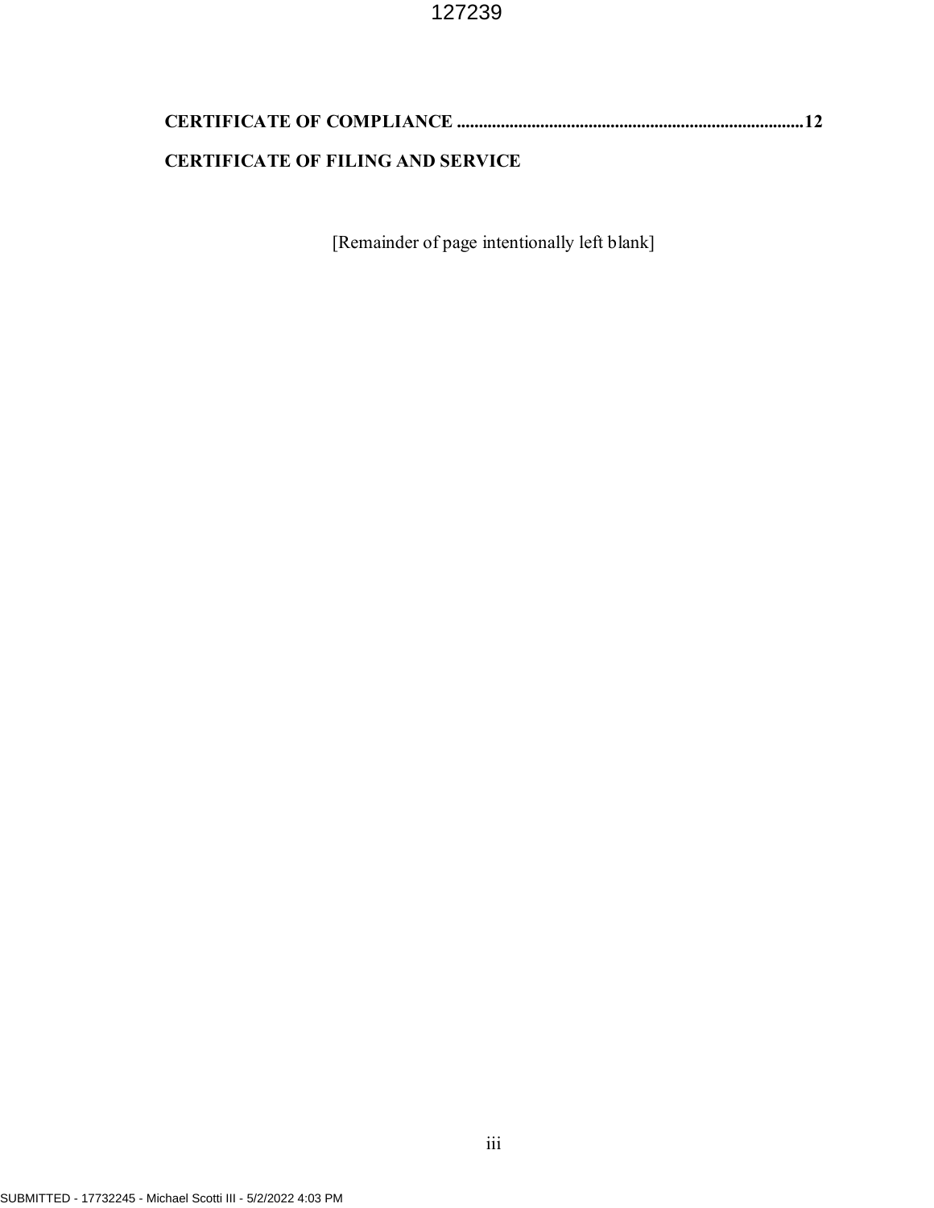**CERTIFICATE OF COMPLIANCE** ............................................................................**12**

**CERTIFICATE OF FILING AND SERVICE**

[Remainder of page intentionally left blank]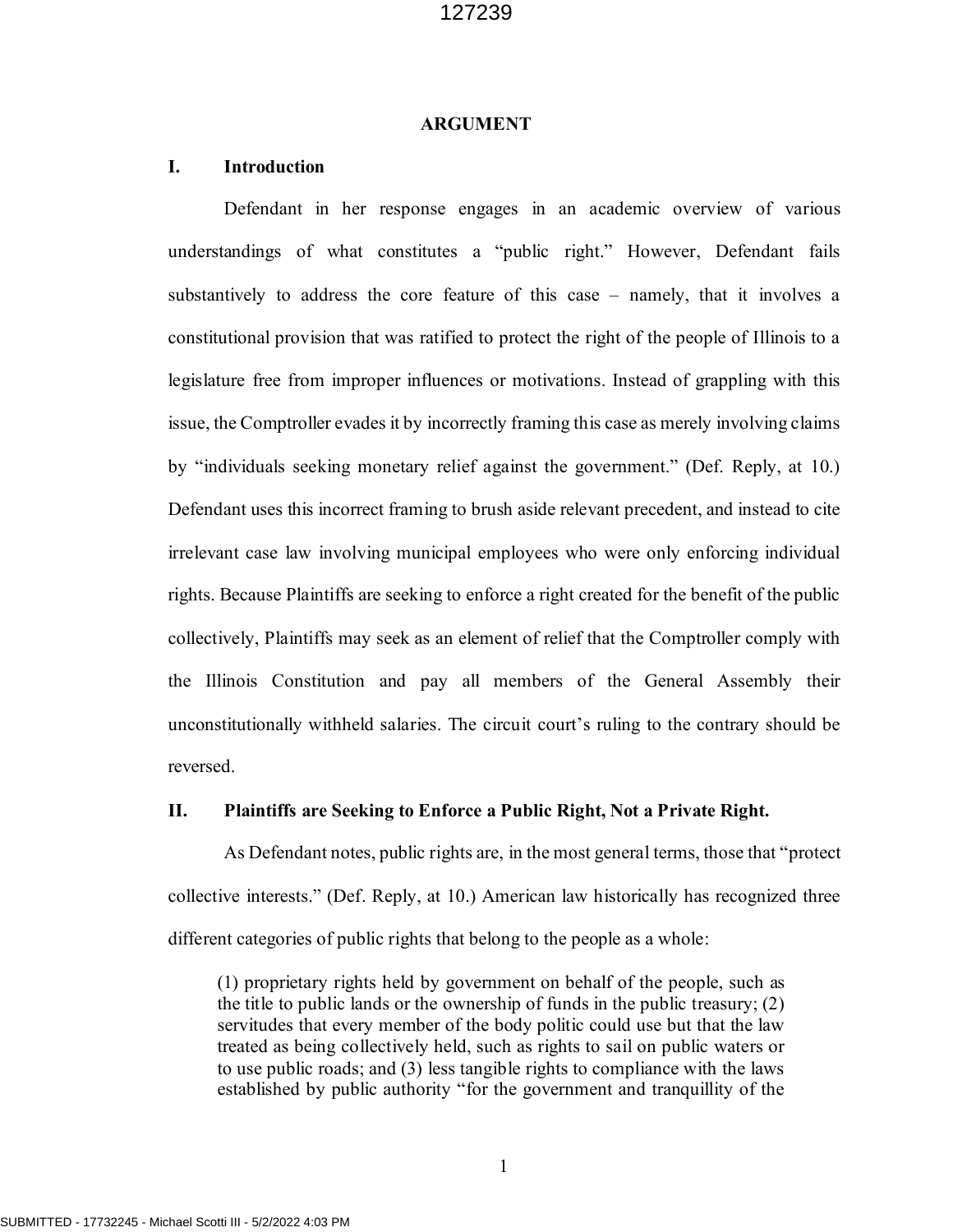## ARGUMENT

### I. Introduction

Defendant in her response engages in an academic overview of various understandings of what constitutes a "public right." However, Defendant fails substantively to address the core feature of this case – namely, that it involves a constitutional provision that was ratified to protect the right of the people of Illinois to a legislature free from improper influences or motivations. Instead of grappling with this issue, the Comptroller evades it by incorrectly framing this case as merely involving claims by "individuals seeking monetary relief against the government." (Def. Reply, at 10.) Defendant uses this incorrect framing to brush aside relevant precedent, and instead to cite irrelevant case law involving municipal employees who were only enforcing individual rights. Because Plaintiffs are seeking to enforce a right created for the benefit of the public collectively, Plaintiffs may seek as an element of relief that the Comptroller comply with the Illinois Constitution and pay all members of the General Assembly their unconstitutionally withheld salaries. The circuit court's ruling to the contrary should be reversed.

### II. Plaintiffs are Seeking to Enforce a Public Right, Not a Private Right.

As Defendant notes, public rights are, in the most general terms, those that "protect collective interests." (Def. Reply, at 10.) American law historically has recognized three different categories of public rights that belong to the people as a whole:

> (1) proprietary rights held by government on behalf of the people, such as the title to public lands or the ownership of funds in the public treasury; (2) servitudes that every member of the body politic could use but that the law treated as being collectively held, such as rights to sail on public waters or to use public roads; and (3) less tangible rights to compliance with the laws established by public authority "for the government and tranquillity of the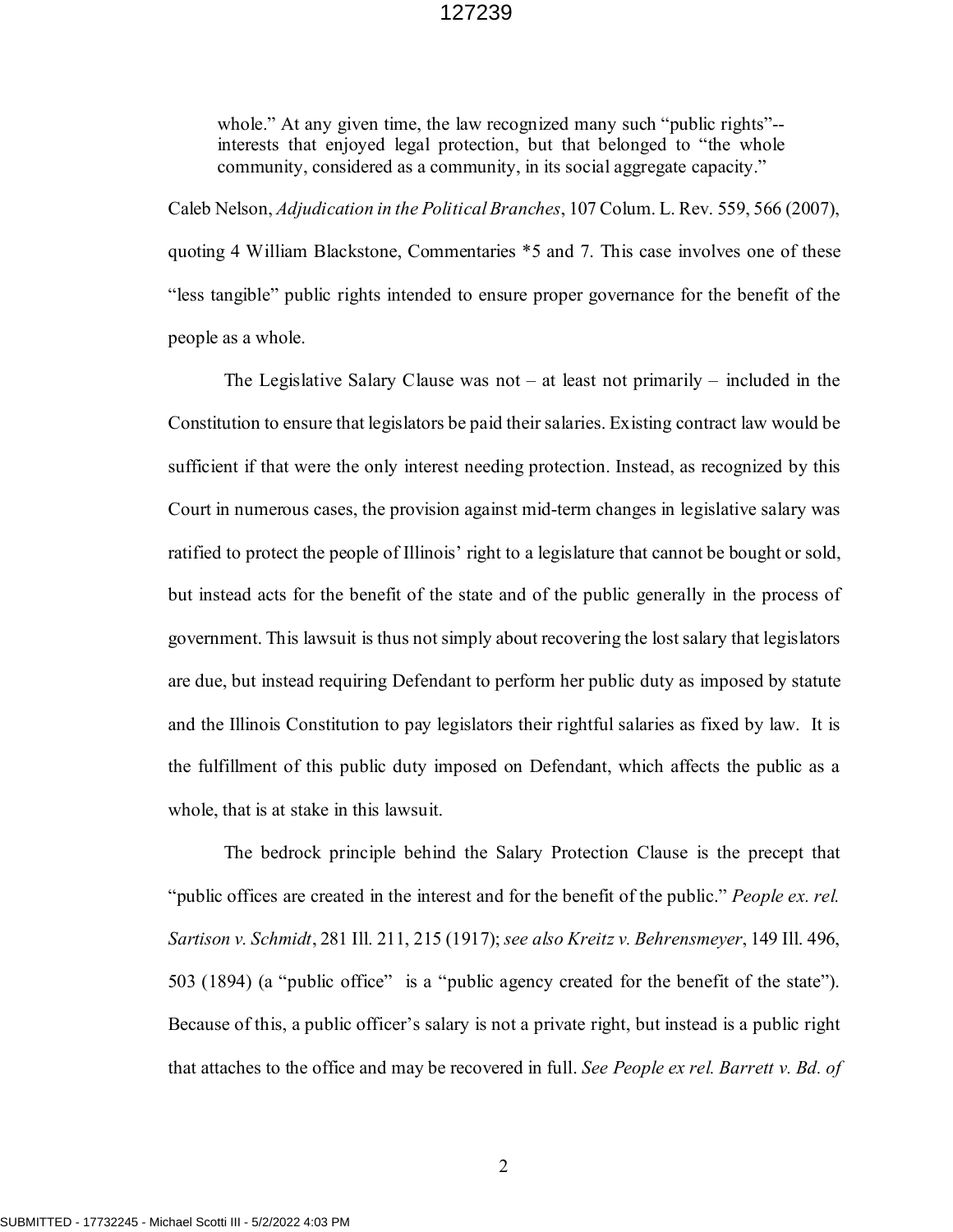> whole." At any given time, the law recognized many such "public rights"--interests that enjoyed legal protection, but that belonged to "the whole community, considered as a community, in its social aggregate capacity."

Caleb Nelson, *Adjudication in the Political Branches*, 107 Colum. L. Rev. 559, 566 (2007), quoting 4 William Blackstone, Commentaries *5 and 7. This case involves one of these "less tangible" public rights intended to ensure proper governance for the benefit of the people as a whole.

The Legislative Salary Clause was not – at least not primarily – included in the Constitution to ensure that legislators be paid their salaries. Existing contract law would be sufficient if that were the only interest needing protection. Instead, as recognized by this Court in numerous cases, the provision against mid-term changes in legislative salary was ratified to protect the people of Illinois' right to a legislature that cannot be bought or sold, but instead acts for the benefit of the state and of the public generally in the process of government. This lawsuit is thus not simply about recovering the lost salary that legislators are due, but instead requiring Defendant to perform her public duty as imposed by statute and the Illinois Constitution to pay legislators their rightful salaries as fixed by law. It is the fulfillment of this public duty imposed on Defendant, which affects the public as a whole, that is at stake in this lawsuit.

The bedrock principle behind the Salary Protection Clause is the precept that "public offices are created in the interest and for the benefit of the public." *People ex. rel. Sartison v. Schmidt*, 281 Ill. 211, 215 (1917); *see also Kreitz v. Behrensmeyer*, 149 Ill. 496, 503 (1894) (a "public office" is a "public agency created for the benefit of the state"). Because of this, a public officer's salary is not a private right, but instead is a public right that attaches to the office and may be recovered in full. *See People ex rel. Barrett v. Bd. of*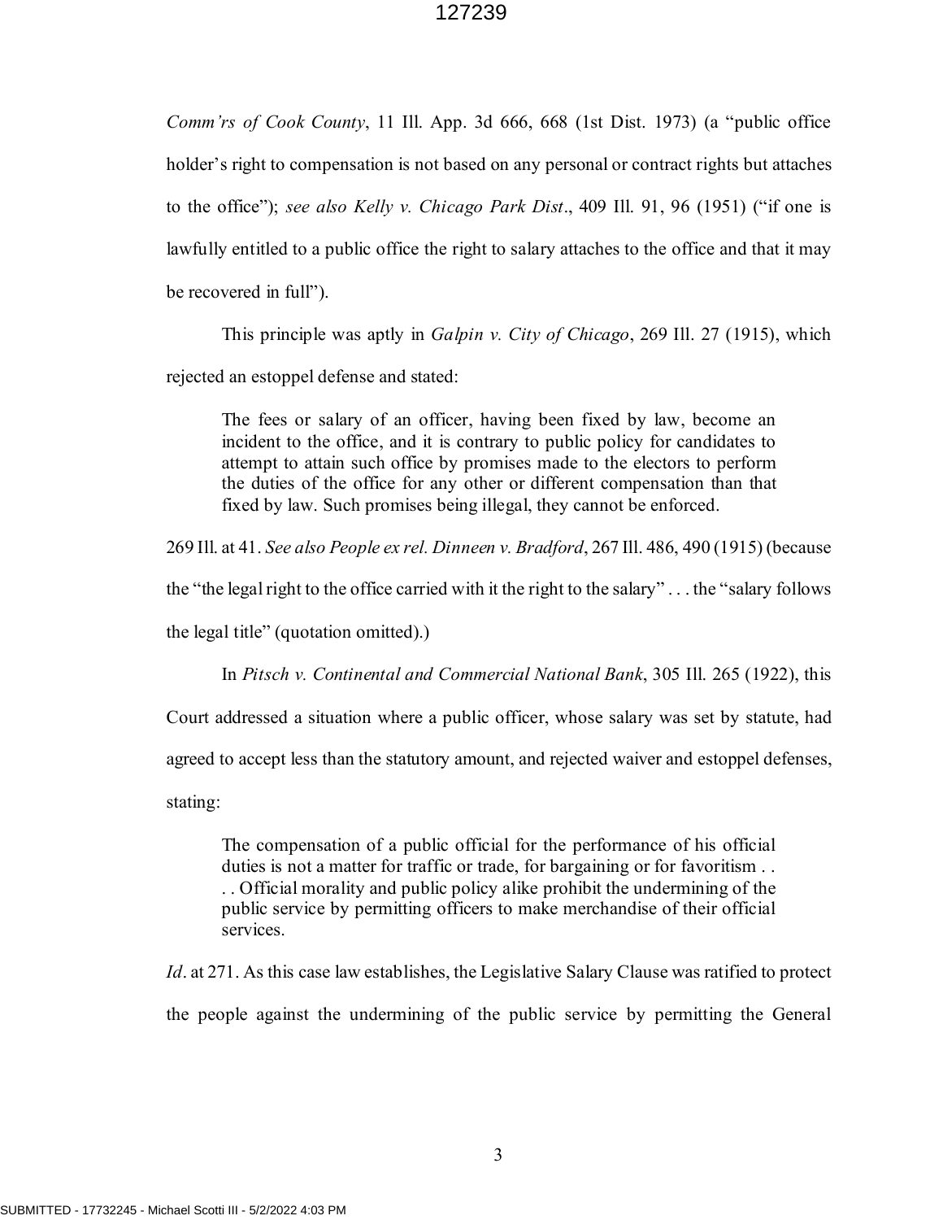*Comm'rs of Cook County*, 11 Ill. App. 3d 666, 668 (1st Dist. 1973) (a "public office holder's right to compensation is not based on any personal or contract rights but attaches to the office"); *see also Kelly v. Chicago Park Dist*., 409 Ill. 91, 96 (1951) ("if one is lawfully entitled to a public office the right to salary attaches to the office and that it may be recovered in full").

This principle was aptly in *Galpin v. City of Chicago*, 269 Ill. 27 (1915), which rejected an estoppel defense and stated:

> The fees or salary of an officer, having been fixed by law, become an incident to the office, and it is contrary to public policy for candidates to attempt to attain such office by promises made to the electors to perform the duties of the office for any other or different compensation than that fixed by law. Such promises being illegal, they cannot be enforced.

269 Ill. at 41. *See also People ex rel. Dinneen v. Bradford*, 267 Ill. 486, 490 (1915) (because the "the legal right to the office carried with it the right to the salary" . . . the "salary follows the legal title" (quotation omitted).)

In *Pitsch v. Continental and Commercial National Bank*, 305 Ill. 265 (1922), this Court addressed a situation where a public officer, whose salary was set by statute, had agreed to accept less than the statutory amount, and rejected waiver and estoppel defenses, stating:

> The compensation of a public official for the performance of his official duties is not a matter for traffic or trade, for bargaining or for favoritism . . . . Official morality and public policy alike prohibit the undermining of the public service by permitting officers to make merchandise of their official services.

*Id*. at 271. As this case law establishes, the Legislative Salary Clause was ratified to protect the people against the undermining of the public service by permitting the General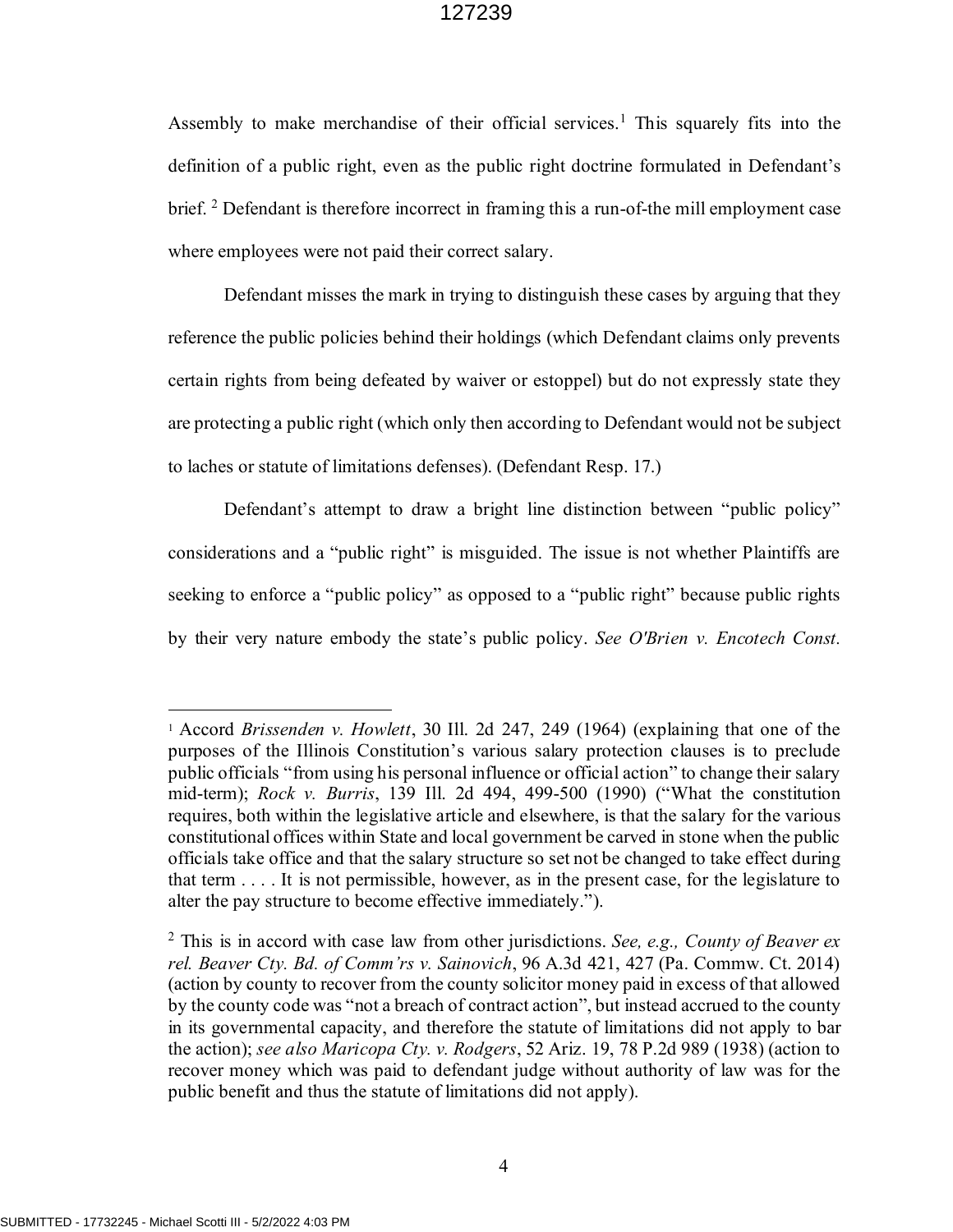Assembly to make merchandise of their official services.[1] This squarely fits into the definition of a public right, even as the public right doctrine formulated in Defendant's brief. [2] Defendant is therefore incorrect in framing this a run-of-the mill employment case where employees were not paid their correct salary.

Defendant misses the mark in trying to distinguish these cases by arguing that they reference the public policies behind their holdings (which Defendant claims only prevents certain rights from being defeated by waiver or estoppel) but do not expressly state they are protecting a public right (which only then according to Defendant would not be subject to laches or statute of limitations defenses). (Defendant Resp. 17.)

Defendant's attempt to draw a bright line distinction between "public policy" considerations and a "public right" is misguided. The issue is not whether Plaintiffs are seeking to enforce a "public policy" as opposed to a "public right" because public rights by their very nature embody the state's public policy. *See O'Brien v. Encotech Const.*

---

[1] Accord *Brissenden v. Howlett*, 30 Ill. 2d 247, 249 (1964) (explaining that one of the purposes of the Illinois Constitution's various salary protection clauses is to preclude public officials "from using his personal influence or official action" to change their salary mid-term); *Rock v. Burris*, 139 Ill. 2d 494, 499-500 (1990) ("What the constitution requires, both within the legislative article and elsewhere, is that the salary for the various constitutional offices within State and local government be carved in stone when the public officials take office and that the salary structure so set not be changed to take effect during that term . . . . It is not permissible, however, as in the present case, for the legislature to alter the pay structure to become effective immediately.").

[2] This is in accord with case law from other jurisdictions. *See, e.g., County of Beaver ex rel. Beaver Cty. Bd. of Comm'rs v. Sainovich*, 96 A.3d 421, 427 (Pa. Commw. Ct. 2014) (action by county to recover from the county solicitor money paid in excess of that allowed by the county code was "not a breach of contract action", but instead accrued to the county in its governmental capacity, and therefore the statute of limitations did not apply to bar the action); *see also Maricopa Cty. v. Rodgers*, 52 Ariz. 19, 78 P.2d 989 (1938) (action to recover money which was paid to defendant judge without authority of law was for the public benefit and thus the statute of limitations did not apply).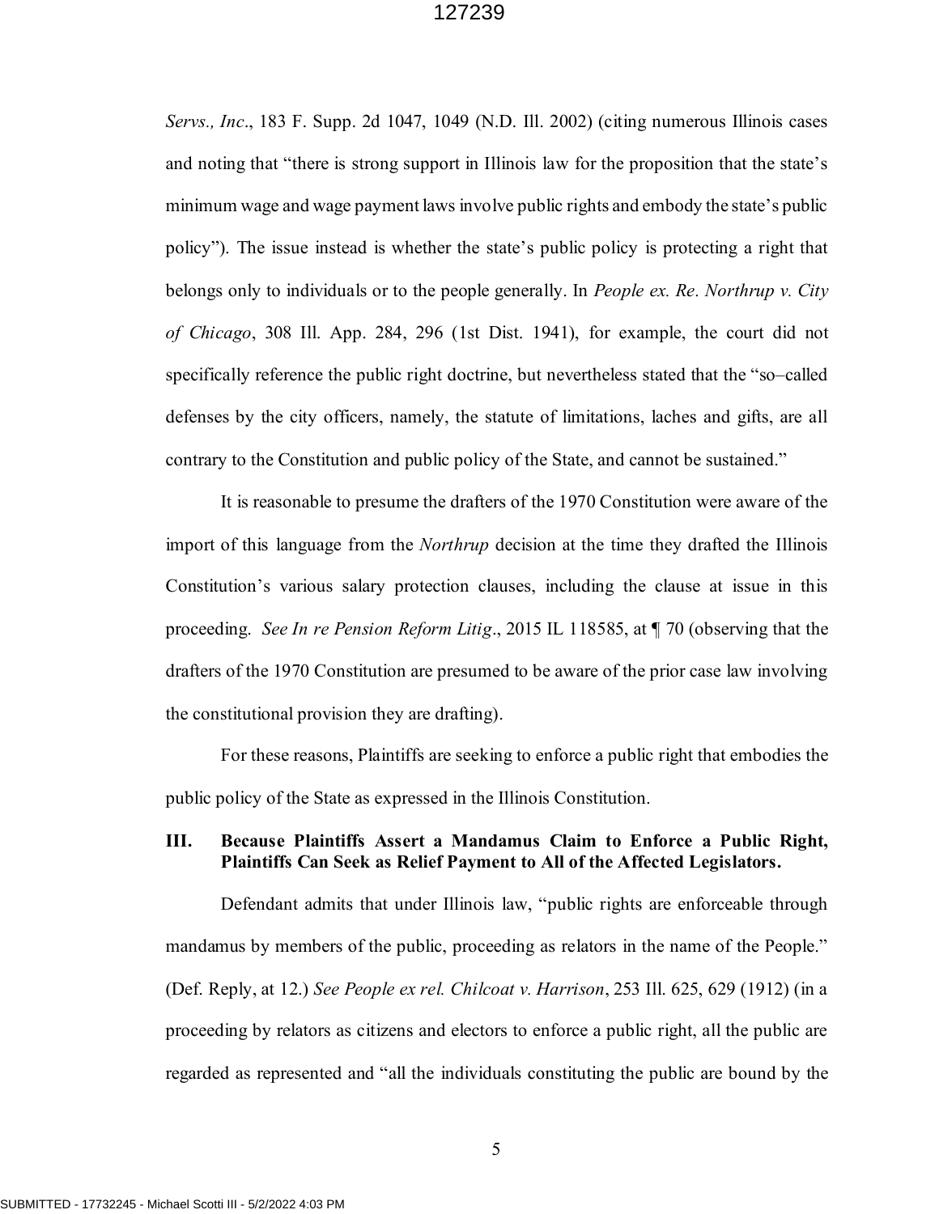*Servs., Inc*., 183 F. Supp. 2d 1047, 1049 (N.D. Ill. 2002) (citing numerous Illinois cases and noting that "there is strong support in Illinois law for the proposition that the state's minimum wage and wage payment laws involve public rights and embody the state's public policy"). The issue instead is whether the state's public policy is protecting a right that belongs only to individuals or to the people generally. In *People ex. Re. Northrup v. City of Chicago*, 308 Ill. App. 284, 296 (1st Dist. 1941), for example, the court did not specifically reference the public right doctrine, but nevertheless stated that the "so–called defenses by the city officers, namely, the statute of limitations, laches and gifts, are all contrary to the Constitution and public policy of the State, and cannot be sustained."

It is reasonable to presume the drafters of the 1970 Constitution were aware of the import of this language from the *Northrup* decision at the time they drafted the Illinois Constitution's various salary protection clauses, including the clause at issue in this proceeding. *See In re Pension Reform Litig*., 2015 IL 118585, at ¶ 70 (observing that the drafters of the 1970 Constitution are presumed to be aware of the prior case law involving the constitutional provision they are drafting).

For these reasons, Plaintiffs are seeking to enforce a public right that embodies the public policy of the State as expressed in the Illinois Constitution.

## III. Because Plaintiffs Assert a Mandamus Claim to Enforce a Public Right, Plaintiffs Can Seek as Relief Payment to All of the Affected Legislators.

Defendant admits that under Illinois law, "public rights are enforceable through mandamus by members of the public, proceeding as relators in the name of the People." (Def. Reply, at 12.) *See People ex rel. Chilcoat v. Harrison*, 253 Ill. 625, 629 (1912) (in a proceeding by relators as citizens and electors to enforce a public right, all the public are regarded as represented and "all the individuals constituting the public are bound by the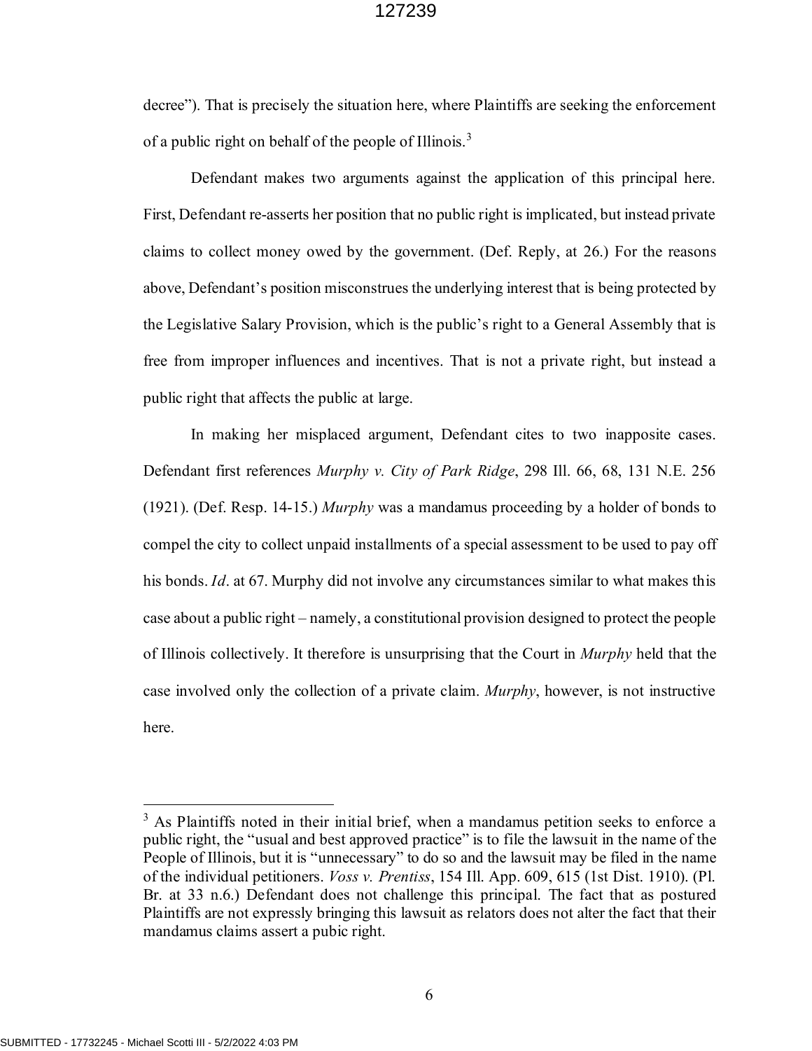decree"). That is precisely the situation here, where Plaintiffs are seeking the enforcement of a public right on behalf of the people of Illinois.[3]

Defendant makes two arguments against the application of this principal here. First, Defendant re-asserts her position that no public right is implicated, but instead private claims to collect money owed by the government. (Def. Reply, at 26.) For the reasons above, Defendant's position misconstrues the underlying interest that is being protected by the Legislative Salary Provision, which is the public's right to a General Assembly that is free from improper influences and incentives. That is not a private right, but instead a public right that affects the public at large.

In making her misplaced argument, Defendant cites to two inapposite cases. Defendant first references *Murphy v. City of Park Ridge*, 298 Ill. 66, 68, 131 N.E. 256 (1921). (Def. Resp. 14-15.) *Murphy* was a mandamus proceeding by a holder of bonds to compel the city to collect unpaid installments of a special assessment to be used to pay off his bonds. *Id*. at 67. Murphy did not involve any circumstances similar to what makes this case about a public right – namely, a constitutional provision designed to protect the people of Illinois collectively. It therefore is unsurprising that the Court in *Murphy* held that the case involved only the collection of a private claim. *Murphy*, however, is not instructive here.

---

[3] As Plaintiffs noted in their initial brief, when a mandamus petition seeks to enforce a public right, the "usual and best approved practice" is to file the lawsuit in the name of the People of Illinois, but it is "unnecessary" to do so and the lawsuit may be filed in the name of the individual petitioners. *Voss v. Prentiss*, 154 Ill. App. 609, 615 (1st Dist. 1910). (Pl. Br. at 33 n.6.) Defendant does not challenge this principal. The fact that as postured Plaintiffs are not expressly bringing this lawsuit as relators does not alter the fact that their mandamus claims assert a pubic right.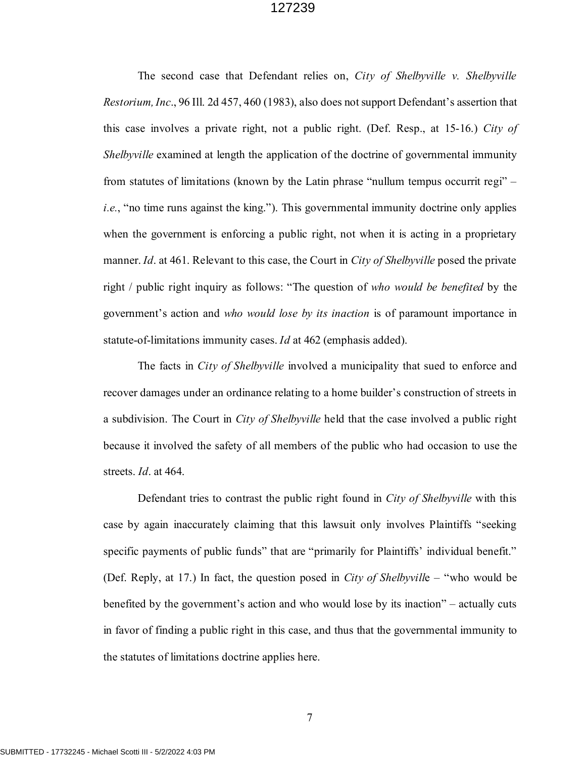The second case that Defendant relies on, *City of Shelbyville v. Shelbyville Restorium, Inc*., 96 Ill. 2d 457, 460 (1983), also does not support Defendant's assertion that this case involves a private right, not a public right. (Def. Resp., at 15-16.) *City of Shelbyville* examined at length the application of the doctrine of governmental immunity from statutes of limitations (known by the Latin phrase "nullum tempus occurrit regi" – *i.e.*, "no time runs against the king."). This governmental immunity doctrine only applies when the government is enforcing a public right, not when it is acting in a proprietary manner. *Id*. at 461. Relevant to this case, the Court in *City of Shelbyville* posed the private right / public right inquiry as follows: "The question of *who would be benefited* by the government's action and *who would lose by its inaction* is of paramount importance in statute-of-limitations immunity cases. *Id* at 462 (emphasis added).

The facts in *City of Shelbyville* involved a municipality that sued to enforce and recover damages under an ordinance relating to a home builder's construction of streets in a subdivision. The Court in *City of Shelbyville* held that the case involved a public right because it involved the safety of all members of the public who had occasion to use the streets. *Id*. at 464.

Defendant tries to contrast the public right found in *City of Shelbyville* with this case by again inaccurately claiming that this lawsuit only involves Plaintiffs "seeking specific payments of public funds" that are "primarily for Plaintiffs' individual benefit." (Def. Reply, at 17.) In fact, the question posed in *City of Shelbyville* – "who would be benefited by the government's action and who would lose by its inaction" – actually cuts in favor of finding a public right in this case, and thus that the governmental immunity to the statutes of limitations doctrine applies here.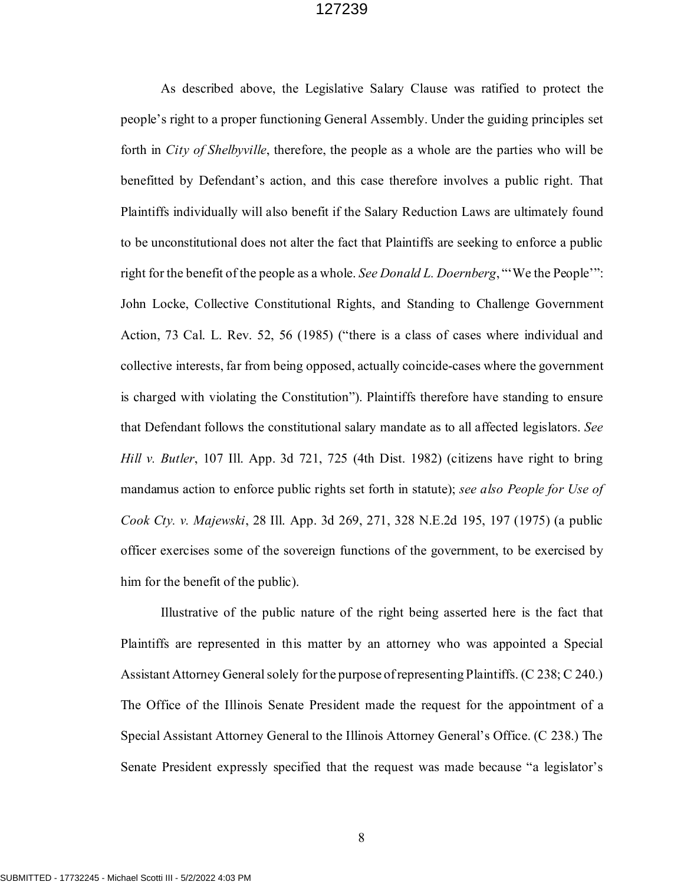As described above, the Legislative Salary Clause was ratified to protect the people's right to a proper functioning General Assembly. Under the guiding principles set forth in *City of Shelbyville*, therefore, the people as a whole are the parties who will be benefitted by Defendant's action, and this case therefore involves a public right. That Plaintiffs individually will also benefit if the Salary Reduction Laws are ultimately found to be unconstitutional does not alter the fact that Plaintiffs are seeking to enforce a public right for the benefit of the people as a whole. *See Donald L. Doernberg*, "'We the People'": John Locke, Collective Constitutional Rights, and Standing to Challenge Government Action, 73 Cal. L. Rev. 52, 56 (1985) ("there is a class of cases where individual and collective interests, far from being opposed, actually coincide-cases where the government is charged with violating the Constitution"). Plaintiffs therefore have standing to ensure that Defendant follows the constitutional salary mandate as to all affected legislators. *See Hill v. Butler*, 107 Ill. App. 3d 721, 725 (4th Dist. 1982) (citizens have right to bring mandamus action to enforce public rights set forth in statute); *see also People for Use of Cook Cty. v. Majewski*, 28 Ill. App. 3d 269, 271, 328 N.E.2d 195, 197 (1975) (a public officer exercises some of the sovereign functions of the government, to be exercised by him for the benefit of the public).

Illustrative of the public nature of the right being asserted here is the fact that Plaintiffs are represented in this matter by an attorney who was appointed a Special Assistant Attorney General solely for the purpose of representing Plaintiffs. (C 238; C 240.) The Office of the Illinois Senate President made the request for the appointment of a Special Assistant Attorney General to the Illinois Attorney General's Office. (C 238.) The Senate President expressly specified that the request was made because "a legislator's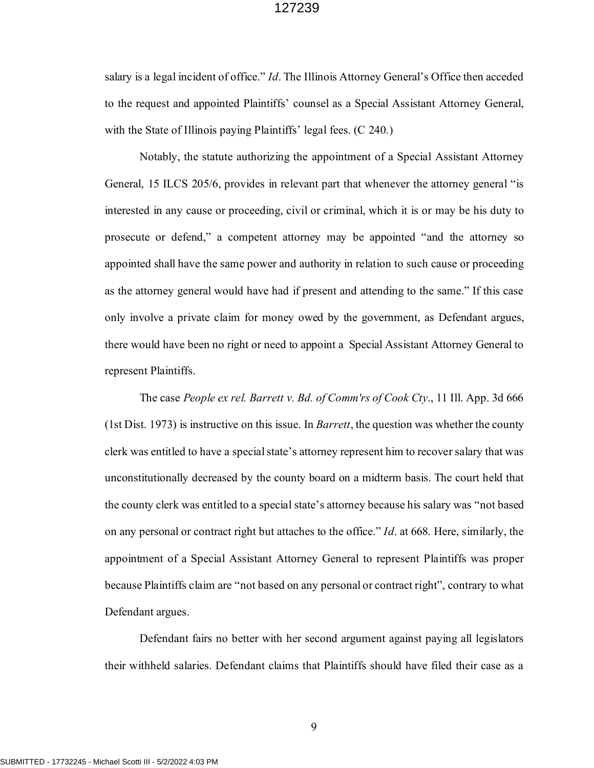salary is a legal incident of office." *Id*. The Illinois Attorney General's Office then acceded to the request and appointed Plaintiffs' counsel as a Special Assistant Attorney General, with the State of Illinois paying Plaintiffs' legal fees. (C 240.)

Notably, the statute authorizing the appointment of a Special Assistant Attorney General, 15 ILCS 205/6, provides in relevant part that whenever the attorney general "is interested in any cause or proceeding, civil or criminal, which it is or may be his duty to prosecute or defend," a competent attorney may be appointed "and the attorney so appointed shall have the same power and authority in relation to such cause or proceeding as the attorney general would have had if present and attending to the same." If this case only involve a private claim for money owed by the government, as Defendant argues, there would have been no right or need to appoint a Special Assistant Attorney General to represent Plaintiffs.

The case *People ex rel. Barrett v. Bd. of Comm'rs of Cook Cty*., 11 Ill. App. 3d 666 (1st Dist. 1973) is instructive on this issue. In *Barrett*, the question was whether the county clerk was entitled to have a special state's attorney represent him to recover salary that was unconstitutionally decreased by the county board on a midterm basis. The court held that the county clerk was entitled to a special state's attorney because his salary was "not based on any personal or contract right but attaches to the office." *Id*. at 668. Here, similarly, the appointment of a Special Assistant Attorney General to represent Plaintiffs was proper because Plaintiffs claim are "not based on any personal or contract right", contrary to what Defendant argues.

Defendant fairs no better with her second argument against paying all legislators their withheld salaries. Defendant claims that Plaintiffs should have filed their case as a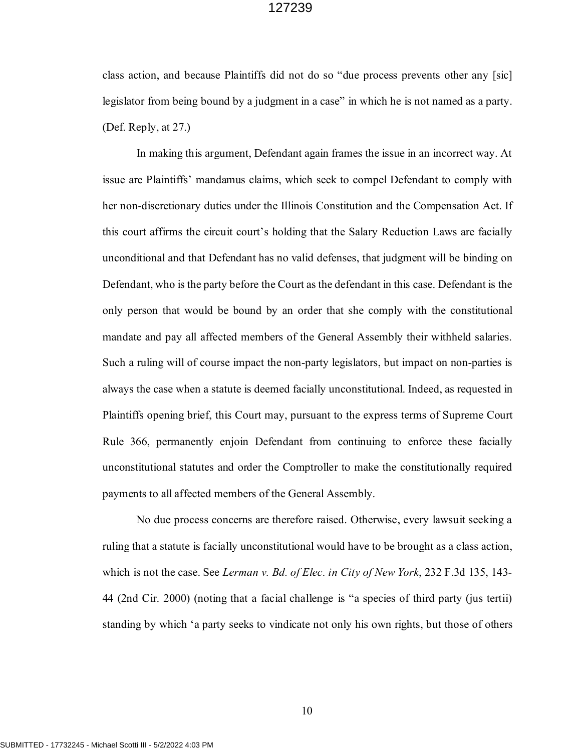class action, and because Plaintiffs did not do so "due process prevents other any [sic] legislator from being bound by a judgment in a case" in which he is not named as a party. (Def. Reply, at 27.)

In making this argument, Defendant again frames the issue in an incorrect way. At issue are Plaintiffs' mandamus claims, which seek to compel Defendant to comply with her non-discretionary duties under the Illinois Constitution and the Compensation Act. If this court affirms the circuit court's holding that the Salary Reduction Laws are facially unconditional and that Defendant has no valid defenses, that judgment will be binding on Defendant, who is the party before the Court as the defendant in this case. Defendant is the only person that would be bound by an order that she comply with the constitutional mandate and pay all affected members of the General Assembly their withheld salaries. Such a ruling will of course impact the non-party legislators, but impact on non-parties is always the case when a statute is deemed facially unconstitutional. Indeed, as requested in Plaintiffs opening brief, this Court may, pursuant to the express terms of Supreme Court Rule 366, permanently enjoin Defendant from continuing to enforce these facially unconstitutional statutes and order the Comptroller to make the constitutionally required payments to all affected members of the General Assembly.

No due process concerns are therefore raised. Otherwise, every lawsuit seeking a ruling that a statute is facially unconstitutional would have to be brought as a class action, which is not the case. See *Lerman v. Bd. of Elec. in City of New York*, 232 F.3d 135, 143-44 (2nd Cir. 2000) (noting that a facial challenge is "a species of third party (jus tertii) standing by which 'a party seeks to vindicate not only his own rights, but those of others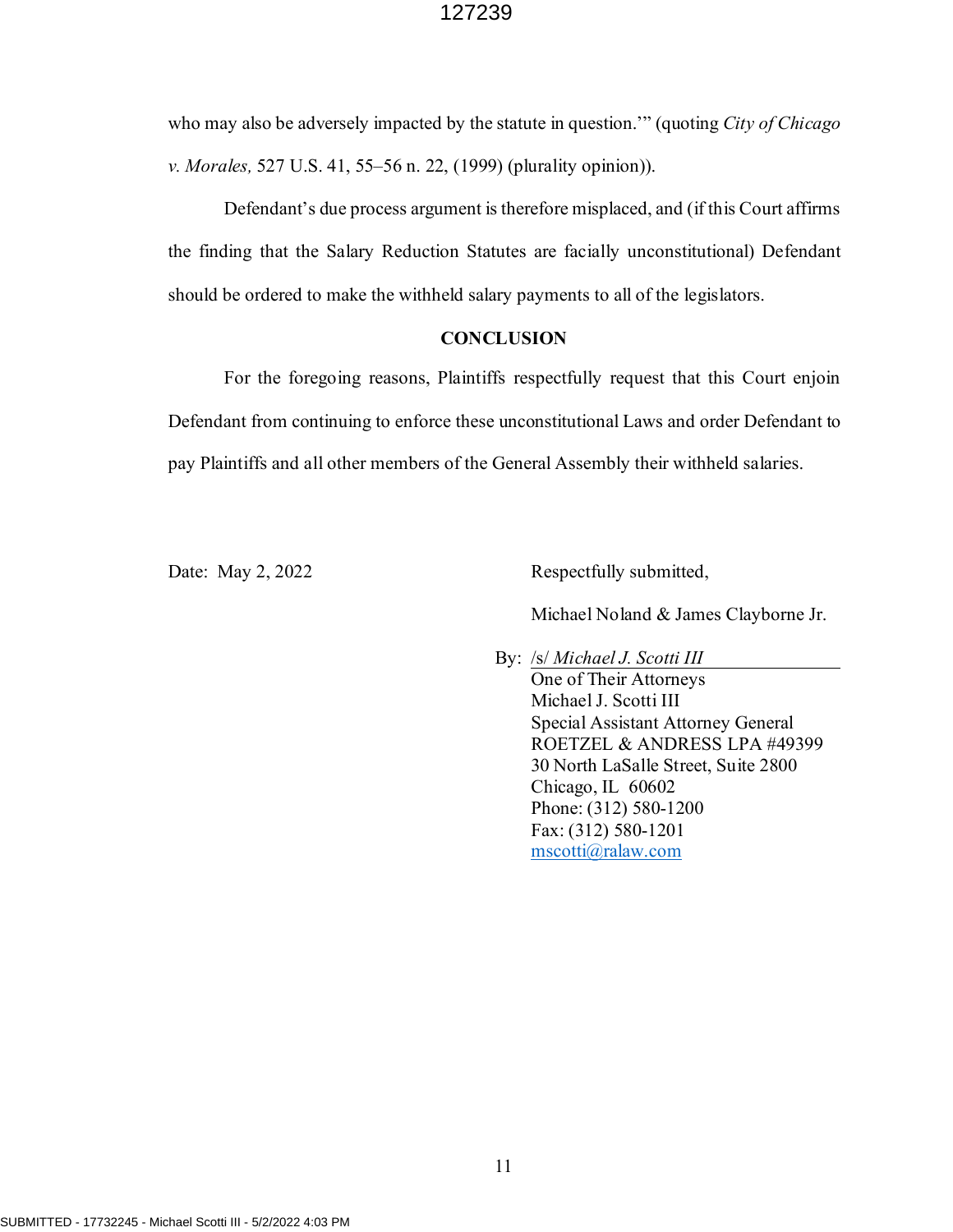who may also be adversely impacted by the statute in question.'" (quoting *City of Chicago v. Morales,* 527 U.S. 41, 55–56 n. 22, (1999) (plurality opinion)).

Defendant's due process argument is therefore misplaced, and (if this Court affirms the finding that the Salary Reduction Statutes are facially unconstitutional) Defendant should be ordered to make the withheld salary payments to all of the legislators.

## CONCLUSION

For the foregoing reasons, Plaintiffs respectfully request that this Court enjoin Defendant from continuing to enforce these unconstitutional Laws and order Defendant to pay Plaintiffs and all other members of the General Assembly their withheld salaries.

Date: May 2, 2022

Respectfully submitted,

Michael Noland & James Clayborne Jr.

By: /s/ *Michael J. Scotti III*
One of Their Attorneys
Michael J. Scotti III
Special Assistant Attorney General
ROETZEL & ANDRESS LPA #49399
30 North LaSalle Street, Suite 2800
Chicago, IL 60602
Phone: (312) 580-1200
Fax: (312) 580-1201
mscotti@ralaw.com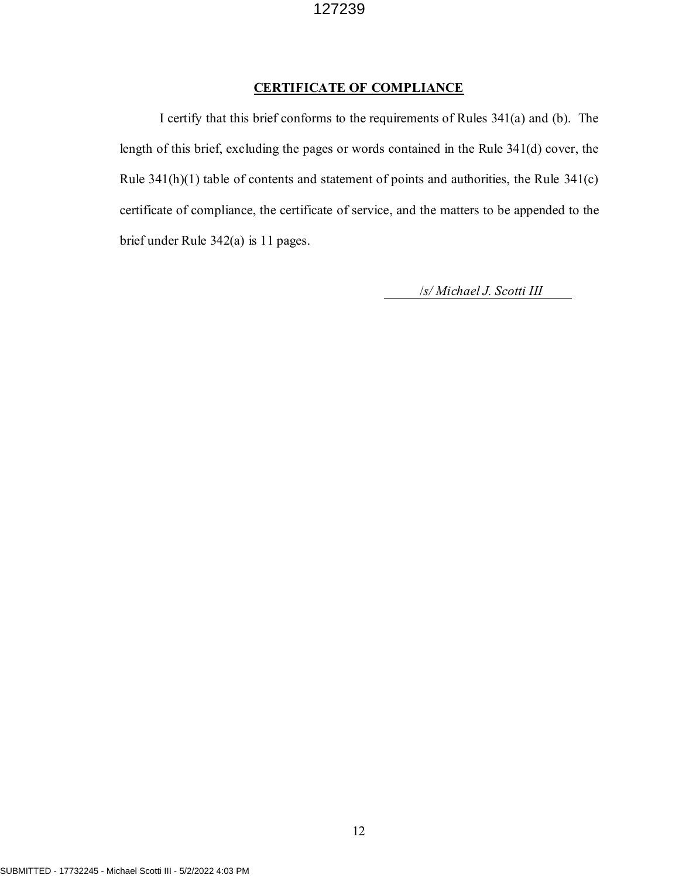**CERTIFICATE OF COMPLIANCE**

I certify that this brief conforms to the requirements of Rules 341(a) and (b). The length of this brief, excluding the pages or words contained in the Rule 341(d) cover, the Rule 341(h)(1) table of contents and statement of points and authorities, the Rule 341(c) certificate of compliance, the certificate of service, and the matters to be appended to the brief under Rule 342(a) is 11 pages.

*/s/ Michael J. Scotti III*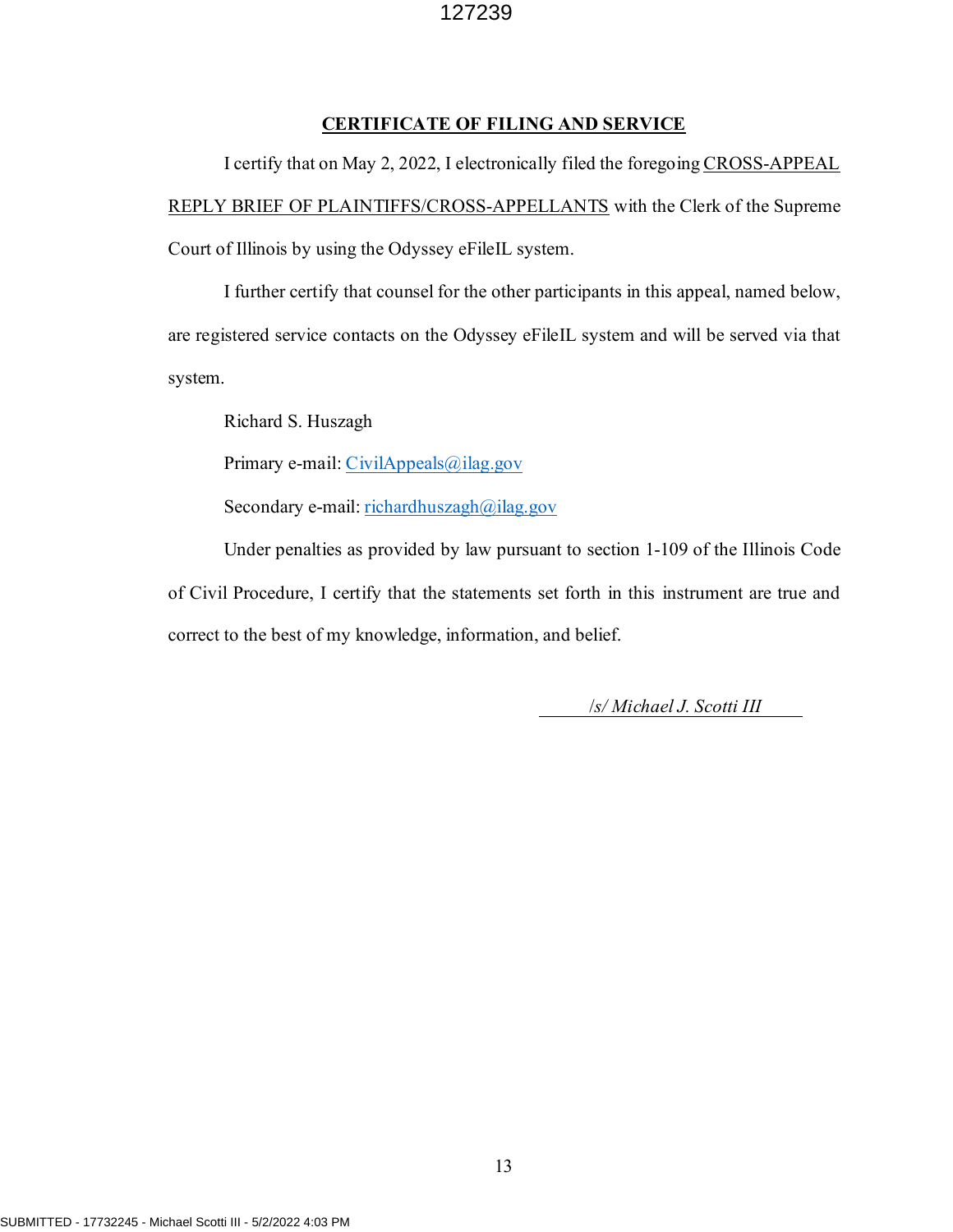## **CERTIFICATE OF FILING AND SERVICE**

I certify that on May 2, 2022, I electronically filed the foregoing CROSS-APPEAL REPLY BRIEF OF PLAINTIFFS/CROSS-APPELLANTS with the Clerk of the Supreme Court of Illinois by using the Odyssey eFileIL system.

I further certify that counsel for the other participants in this appeal, named below, are registered service contacts on the Odyssey eFileIL system and will be served via that system.

Richard S. Huszagh

Primary e-mail: CivilAppeals@ilag.gov

Secondary e-mail: richardhuszagh@ilag.gov

Under penalties as provided by law pursuant to section 1-109 of the Illinois Code of Civil Procedure, I certify that the statements set forth in this instrument are true and correct to the best of my knowledge, information, and belief.

*/s/ Michael J. Scotti III*

SUBMITTED - 17732245 - Michael Scotti III - 5/2/2022 4:03 PM